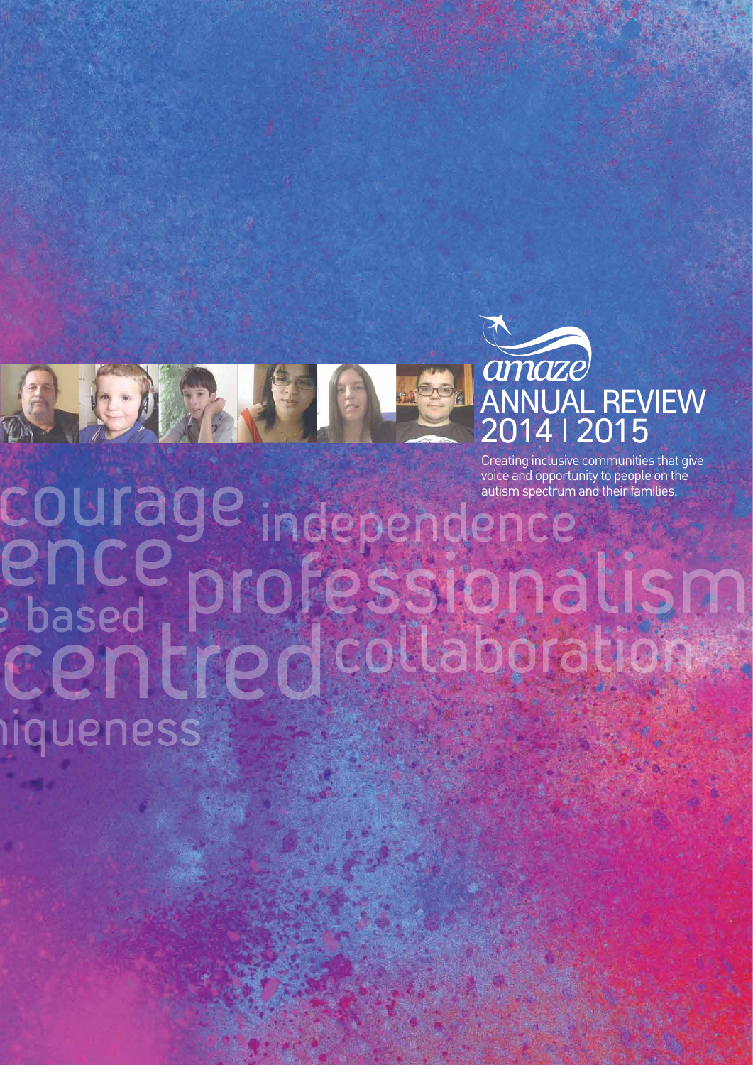amaze

# ANNUAL REVIEW 2014 | 2015

Creating inclusive communities that give voice and opportunity to people on the autism spectrum and their families.

courage independence ence professionalism based centred collaboration iqueness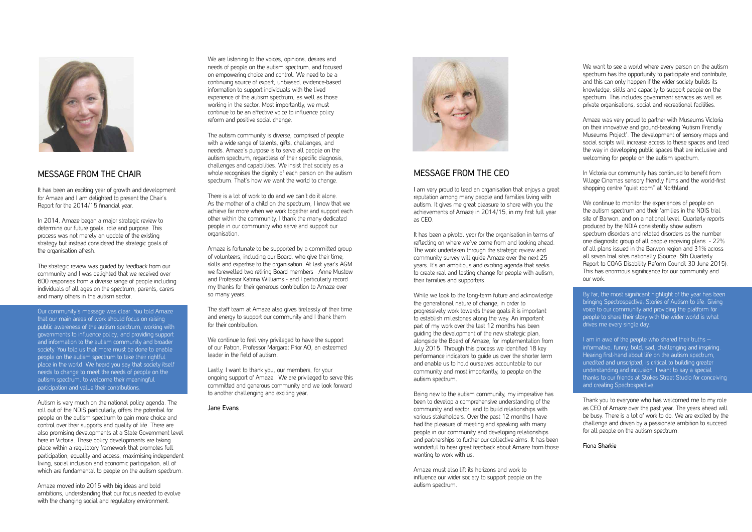## MESSAGE FROM THE CHAIR

It has been an exciting year of growth and development for Amaze and I am delighted to present the Chair's Report for the 2014/15 financial year.

In 2014, Amaze began a major strategic review to determine our future goals, role and purpose. This process was not merely an update of the existing strategy but instead considered the strategic goals of the organisation afresh.

The strategic review was guided by feedback from our community and I was delighted that we received over 600 responses from a diverse range of people including individuals of all ages on the spectrum, parents, carers and many others in the autism sector.

Our community's message was clear. You told Amaze that our main areas of work should focus on raising public awareness of the autism spectrum; working with governments to influence policy; and providing support and information to the autism community and broader society. You told us that more must be done to enable people on the autism spectrum to take their rightful place in the world. We heard you say that society itself needs to change to meet the needs of people on the autism spectrum, to welcome their meaningful participation and value their contributions.

Autism is very much on the national policy agenda. The roll out of the NDIS particularly, offers the potential for people on the autism spectrum to gain more choice and control over their supports and quality of life. There are also promising developments at a State Government level here in Victoria. These policy developments are taking place within a regulatory framework that promotes full participation, equality and access, maximising independent living, social inclusion and economic participation, all of which are fundamental to people on the autism spectrum.

Amaze moved into 2015 with big ideas and bold ambitions, understanding that our focus needed to evolve with the changing social and regulatory environment.

We are listening to the voices, opinions, desires and needs of people on the autism spectrum, and focused on empowering choice and control. We need to be a continuing source of expert, unbiased, evidence-based information to support individuals with the lived experience of the autism spectrum, as well as those working in the sector. Most importantly, we must continue to be an effective voice to influence policy reform and positive social change.

The autism community is diverse, comprised of people with a wide range of talents, gifts, challenges, and needs. Amaze's purpose is to serve all people on the autism spectrum, regardless of their specific diagnosis, challenges and capabilities. We insist that society as a whole recognises the dignity of each person on the autism spectrum. That's how we want the world to change.

There is a lot of work to do and we can't do it alone. As the mother of a child on the spectrum, I know that we achieve far more when we work together and support each other within the community. I thank the many dedicated people in our community who serve and support our organisation.

Amaze is fortunate to be supported by a committed group of volunteers, including our Board, who give their time, skills and expertise to the organisation. At last year's AGM we farewelled two retiring Board members - Anne Mustow and Professor Katrina Williams - and I particularly record my thanks for their generous contribution to Amaze over so many years.

The staff team at Amaze also gives tirelessly of their time and energy to support our community and I thank them for their contribution.

We continue to feel very privileged to have the support of our Patron, Professor Margaret Prior AO, an esteemed leader in the field of autism.

Lastly, I want to thank you, our members, for your ongoing support of Amaze. We are privileged to serve this committed and generous community and we look forward to another challenging and exciting year.

**Jane Evans**

## MESSAGE FROM THE CEO

I am very proud to lead an organisation that enjoys a great reputation among many people and families living with autism. It gives me great pleasure to share with you the achievements of Amaze in 2014/15, in my first full year as CEO.

It has been a pivotal year for the organisation in terms of reflecting on where we've come from and looking ahead. The work undertaken through the strategic review and community survey will guide Amaze over the next 25 years. It's an ambitious and exciting agenda that seeks to create real and lasting change for people with autism, their families and supporters.

While we look to the long-term future and acknowledge the generational nature of change, in order to progressively work towards these goals it is important to establish milestones along the way. An important part of my work over the last 12 months has been guiding the development of the new strategic plan, alongside the Board of Amaze, for implementation from July 2015. Through this process we identified 18 key performance indicators to guide us over the shorter term and enable us to hold ourselves accountable to our community and most importantly, to people on the autism spectrum.

Being new to the autism community, my imperative has been to develop a comprehensive understanding of the community and sector, and to build relationships with various stakeholders. Over the past 12 months I have had the pleasure of meeting and speaking with many people in our community and developing relationships and partnerships to further our collective aims. It has been wonderful to hear great feedback about Amaze from those wanting to work with us.

Amaze must also lift its horizons and work to influence our wider society to support people on the autism spectrum.

We want to see a world where every person on the autism spectrum has the opportunity to participate and contribute, and this can only happen if the wider society builds its knowledge, skills and capacity to support people on the spectrum. This includes government services as well as private organisations, social and recreational facilities.

Amaze was very proud to partner with Museums Victoria on their innovative and ground-breaking 'Autism Friendly Museums Project'. The development of sensory maps and social scripts will increase access to these spaces and lead the way in developing public spaces that are inclusive and welcoming for people on the autism spectrum.

In Victoria our community has continued to benefit from Village Cinemas sensory friendly films and the world-first shopping centre "quiet room" at Northland.

We continue to monitor the experiences of people on the autism spectrum and their families in the NDIS trial site of Barwon, and on a national level. Quarterly reports produced by the NDIA consistently show autism spectrum disorders and related disorders as the number one diagnostic group of all people receiving plans - 22% of all plans issued in the Barwon region and 31% across all seven trial sites nationally (Source: 8th Quarterly Report to COAG Disability Reform Council 30 June 2015). This has enormous significance for our community and our work.

By far, the most significant highlight of the year has been bringing Spectrospective: Stories of Autism to life. Giving voice to our community and providing the platform for people to share their story with the wider world is what drives me every single day.

I am in awe of the people who shared their truths – informative, funny, bold, sad, challenging and inspiring. Hearing first-hand about life on the autism spectrum, unedited and unscripted, is critical to building greater understanding and inclusion. I want to say a special thanks to our friends at Stokes Street Studio for conceiving and creating Spectrospective.

Thank you to everyone who has welcomed me to my role as CEO of Amaze over the past year. The years ahead will be busy. There is a lot of work to do. We are excited by the challenge and driven by a passionate ambition to succeed for all people on the autism spectrum.

**Fiona Sharkie**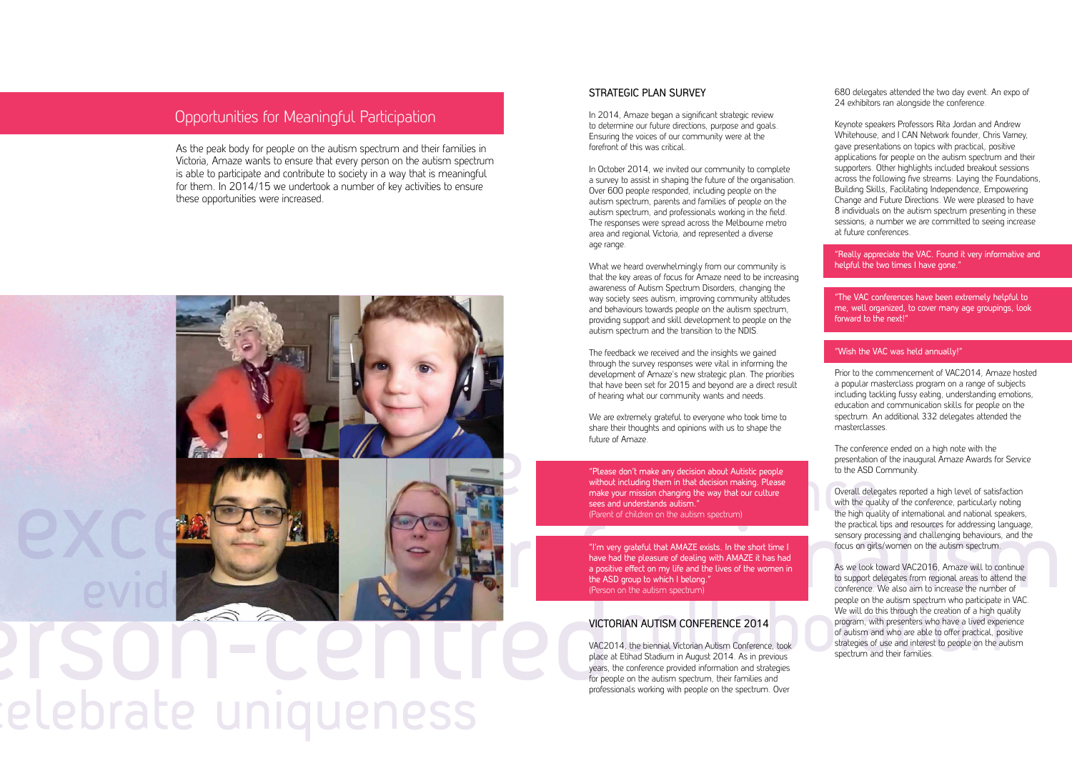## Opportunities for Meaningful Participation

As the peak body for people on the autism spectrum and their families in Victoria, Amaze wants to ensure that every person on the autism spectrum is able to participate and contribute to society in a way that is meaningful for them. In 2014/15 we undertook a number of key activities to ensure these opportunities were increased.

### STRATEGIC PLAN SURVEY

In 2014, Amaze began a significant strategic review to determine our future directions, purpose and goals. Ensuring the voices of our community were at the forefront of this was critical.

In October 2014, we invited our community to complete a survey to assist in shaping the future of the organisation. Over 600 people responded, including people on the autism spectrum, parents and families of people on the autism spectrum, and professionals working in the field. The responses were spread across the Melbourne metro area and regional Victoria, and represented a diverse age range.

What we heard overwhelmingly from our community is that the key areas of focus for Amaze need to be increasing awareness of Autism Spectrum Disorders, changing the way society sees autism, improving community attitudes and behaviours towards people on the autism spectrum, providing support and skill development to people on the autism spectrum and the transition to the NDIS.

The feedback we received and the insights we gained through the survey responses were vital in informing the development of Amaze's new strategic plan. The priorities that have been set for 2015 and beyond are a direct result of hearing what our community wants and needs.

We are extremely grateful to everyone who took time to share their thoughts and opinions with us to shape the future of Amaze.

> "Please don't make any decision about Autistic people without including them in that decision making. Please make your mission changing the way that our culture sees and understands autism."
> (Parent of children on the autism spectrum)

> "I'm very grateful that AMAZE exists. In the short time I have had the pleasure of dealing with AMAZE it has had a positive effect on my life and the lives of the women in the ASD group to which I belong."
> (Person on the autism spectrum)

### VICTORIAN AUTISM CONFERENCE 2014

VAC2014, the biennial Victorian Autism Conference, took place at Etihad Stadium in August 2014. As in previous years, the conference provided information and strategies for people on the autism spectrum, their families and professionals working with people on the spectrum. Over 680 delegates attended the two day event. An expo of 24 exhibitors ran alongside the conference.

Keynote speakers Professors Rita Jordan and Andrew Whitehouse, and I CAN Network founder, Chris Varney, gave presentations on topics with practical, positive applications for people on the autism spectrum and their supporters. Other highlights included breakout sessions across the following five streams: Laying the Foundations, Building Skills, Facilitating Independence, Empowering Change and Future Directions. We were pleased to have 8 individuals on the autism spectrum presenting in these sessions; a number we are committed to seeing increase at future conferences.

> "Really appreciate the VAC. Found it very informative and helpful the two times I have gone."

> "The VAC conferences have been extremely helpful to me, well organized, to cover many age groupings, look forward to the next!"

> "Wish the VAC was held annually!"

Prior to the commencement of VAC2014, Amaze hosted a popular masterclass program on a range of subjects including tackling fussy eating, understanding emotions, education and communication skills for people on the spectrum. An additional 332 delegates attended the masterclasses.

The conference ended on a high note with the presentation of the inaugural Amaze Awards for Service to the ASD Community.

Overall delegates reported a high level of satisfaction with the quality of the conference, particularly noting the high quality of international and national speakers, the practical tips and resources for addressing language, sensory processing and challenging behaviours, and the focus on girls/women on the autism spectrum.

As we look toward VAC2016, Amaze will to continue to support delegates from regional areas to attend the conference. We also aim to increase the number of people on the autism spectrum who participate in VAC. We will do this through the creation of a high quality program, with presenters who have a lived experience of autism and who are able to offer practical, positive strategies of use and interest to people on the autism spectrum and their families.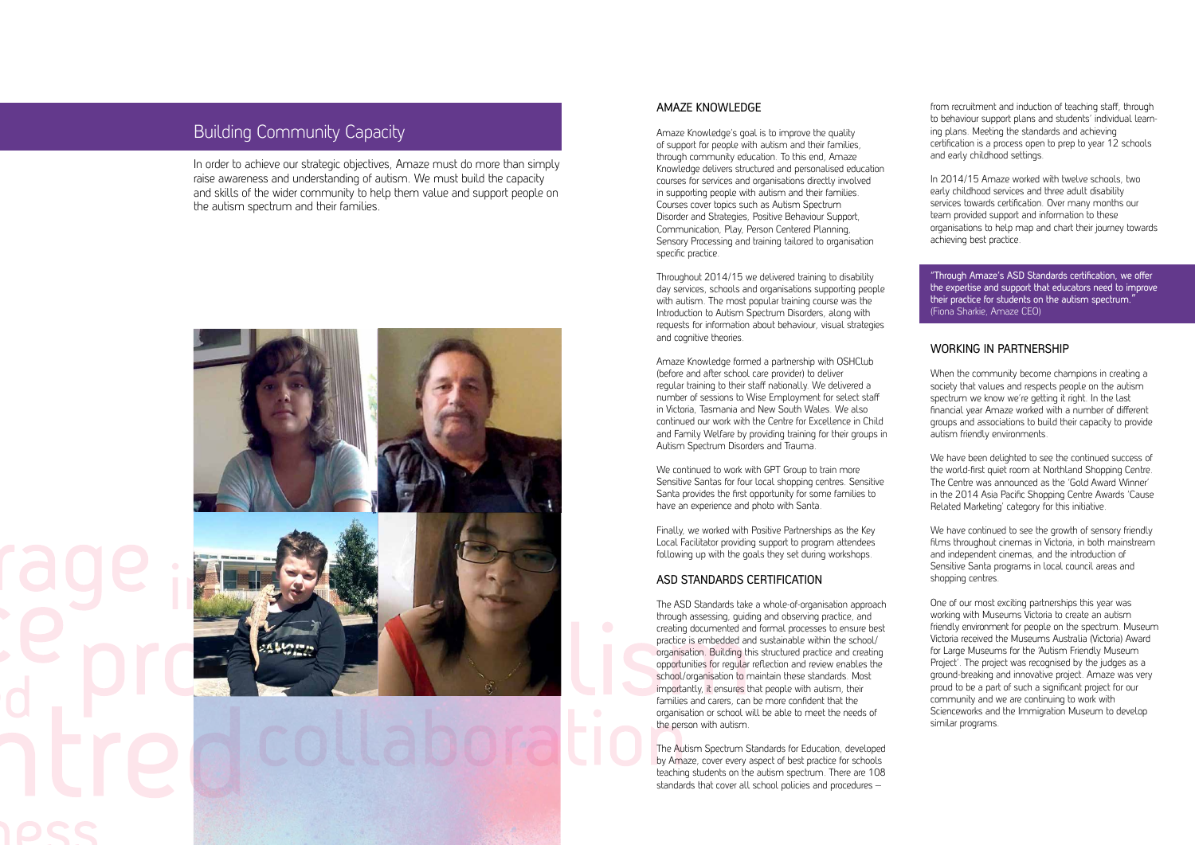## Building Community Capacity

In order to achieve our strategic objectives, Amaze must do more than simply raise awareness and understanding of autism. We must build the capacity and skills of the wider community to help them value and support people on the autism spectrum and their families.

### AMAZE KNOWLEDGE

Amaze Knowledge's goal is to improve the quality of support for people with autism and their families, through community education. To this end, Amaze Knowledge delivers structured and personalised education courses for services and organisations directly involved in supporting people with autism and their families. Courses cover topics such as Autism Spectrum Disorder and Strategies, Positive Behaviour Support, Communication, Play, Person Centered Planning, Sensory Processing and training tailored to organisation specific practice.

Throughout 2014/15 we delivered training to disability day services, schools and organisations supporting people with autism. The most popular training course was the Introduction to Autism Spectrum Disorders, along with requests for information about behaviour, visual strategies and cognitive theories.

Amaze Knowledge formed a partnership with OSHClub (before and after school care provider) to deliver regular training to their staff nationally. We delivered a number of sessions to Wise Employment for select staff in Victoria, Tasmania and New South Wales. We also continued our work with the Centre for Excellence in Child and Family Welfare by providing training for their groups in Autism Spectrum Disorders and Trauma.

We continued to work with GPT Group to train more Sensitive Santas for four local shopping centres. Sensitive Santa provides the first opportunity for some families to have an experience and photo with Santa.

Finally, we worked with Positive Partnerships as the Key Local Facilitator providing support to program attendees following up with the goals they set during workshops.

### ASD STANDARDS CERTIFICATION

The ASD Standards take a whole-of-organisation approach through assessing, guiding and observing practice, and creating documented and formal processes to ensure best practice is embedded and sustainable within the school/organisation. Building this structured practice and creating opportunities for regular reflection and review enables the school/organisation to maintain these standards. Most importantly, it ensures that people with autism, their families and carers, can be more confident that the organisation or school will be able to meet the needs of the person with autism.

The Autism Spectrum Standards for Education, developed by Amaze, cover every aspect of best practice for schools teaching students on the autism spectrum. There are 108 standards that cover all school policies and procedures – from recruitment and induction of teaching staff, through to behaviour support plans and students' individual learning plans. Meeting the standards and achieving certification is a process open to prep to year 12 schools and early childhood settings.

In 2014/15 Amaze worked with twelve schools, two early childhood services and three adult disability services towards certification. Over many months our team provided support and information to these organisations to help map and chart their journey towards achieving best practice.

"Through Amaze's ASD Standards certification, we offer the expertise and support that educators need to improve their practice for students on the autism spectrum." (Fiona Sharkie, Amaze CEO)

### WORKING IN PARTNERSHIP

When the community become champions in creating a society that values and respects people on the autism spectrum we know we're getting it right. In the last financial year Amaze worked with a number of different groups and associations to build their capacity to provide autism friendly environments.

We have been delighted to see the continued success of the world-first quiet room at Northland Shopping Centre. The Centre was announced as the 'Gold Award Winner' in the 2014 Asia Pacific Shopping Centre Awards 'Cause Related Marketing' category for this initiative.

We have continued to see the growth of sensory friendly films throughout cinemas in Victoria, in both mainstream and independent cinemas, and the introduction of Sensitive Santa programs in local council areas and shopping centres.

One of our most exciting partnerships this year was working with Museums Victoria to create an autism friendly environment for people on the spectrum. Museum Victoria received the Museums Australia (Victoria) Award for Large Museums for the 'Autism Friendly Museum Project'. The project was recognised by the judges as a ground-breaking and innovative project. Amaze was very proud to be a part of such a significant project for our community and we are continuing to work with Scienceworks and the Immigration Museum to develop similar programs.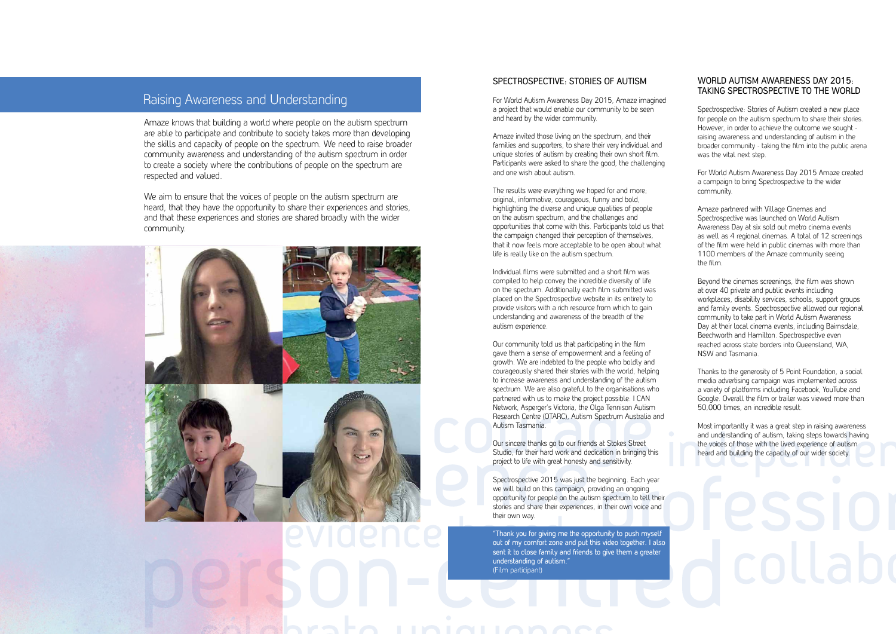## Raising Awareness and Understanding

Amaze knows that building a world where people on the autism spectrum are able to participate and contribute to society takes more than developing the skills and capacity of people on the spectrum. We need to raise broader community awareness and understanding of the autism spectrum in order to create a society where the contributions of people on the spectrum are respected and valued.

We aim to ensure that the voices of people on the autism spectrum are heard, that they have the opportunity to share their experiences and stories, and that these experiences and stories are shared broadly with the wider community.

### SPECTROSPECTIVE: STORIES OF AUTISM

For World Autism Awareness Day 2015, Amaze imagined a project that would enable our community to be seen and heard by the wider community.

Amaze invited those living on the spectrum, and their families and supporters, to share their very individual and unique stories of autism by creating their own short film. Participants were asked to share the good, the challenging and one wish about autism.

The results were everything we hoped for and more; original, informative, courageous, funny and bold, highlighting the diverse and unique qualities of people on the autism spectrum, and the challenges and opportunities that come with this. Participants told us that the campaign changed their perception of themselves, that it now feels more acceptable to be open about what life is really like on the autism spectrum.

Individual films were submitted and a short film was compiled to help convey the incredible diversity of life on the spectrum. Additionally each film submitted was placed on the Spectrospective website in its entirety to provide visitors with a rich resource from which to gain understanding and awareness of the breadth of the autism experience.

Our community told us that participating in the film gave them a sense of empowerment and a feeling of growth. We are indebted to the people who boldly and courageously shared their stories with the world, helping to increase awareness and understanding of the autism spectrum. We are also grateful to the organisations who partnered with us to make the project possible: I CAN Network, Asperger's Victoria, the Olga Tennison Autism Research Centre (OTARC), Autism Spectrum Australia and Autism Tasmania.

Our sincere thanks go to our friends at Stokes Street Studio, for their hard work and dedication in bringing this project to life with great honesty and sensitivity.

Spectrospective 2015 was just the beginning. Each year we will build on this campaign, providing an ongoing opportunity for people on the autism spectrum to tell their stories and share their experiences, in their own voice and their own way.

"Thank you for giving me the opportunity to push myself out of my comfort zone and put this video together. I also sent it to close family and friends to give them a greater understanding of autism."
(Film participant)

### WORLD AUTISM AWARENESS DAY 2015: TAKING SPECTROSPECTIVE TO THE WORLD

Spectrospective: Stories of Autism created a new place for people on the autism spectrum to share their stories. However, in order to achieve the outcome we sought - raising awareness and understanding of autism in the broader community - taking the film into the public arena was the vital next step.

For World Autism Awareness Day 2015 Amaze created a campaign to bring Spectrospective to the wider community.

Amaze partnered with Village Cinemas and Spectrospective was launched on World Autism Awareness Day at six sold out metro cinema events as well as 4 regional cinemas. A total of 12 screenings of the film were held in public cinemas with more than 1100 members of the Amaze community seeing the film.

Beyond the cinemas screenings, the film was shown at over 40 private and public events including workplaces, disability services, schools, support groups and family events. Spectrospective allowed our regional community to take part in World Autism Awareness Day at their local cinema events, including Bairnsdale, Beechworth and Hamilton. Spectrospective even reached across state borders into Queensland, WA, NSW and Tasmania.

Thanks to the generosity of 5 Point Foundation, a social media advertising campaign was implemented across a variety of platforms including Facebook, YouTube and Google. Overall the film or trailer was viewed more than 50,000 times, an incredible result.

Most importantly it was a great step in raising awareness and understanding of autism, taking steps towards having the voices of those with the lived experience of autism heard and building the capacity of our wider society.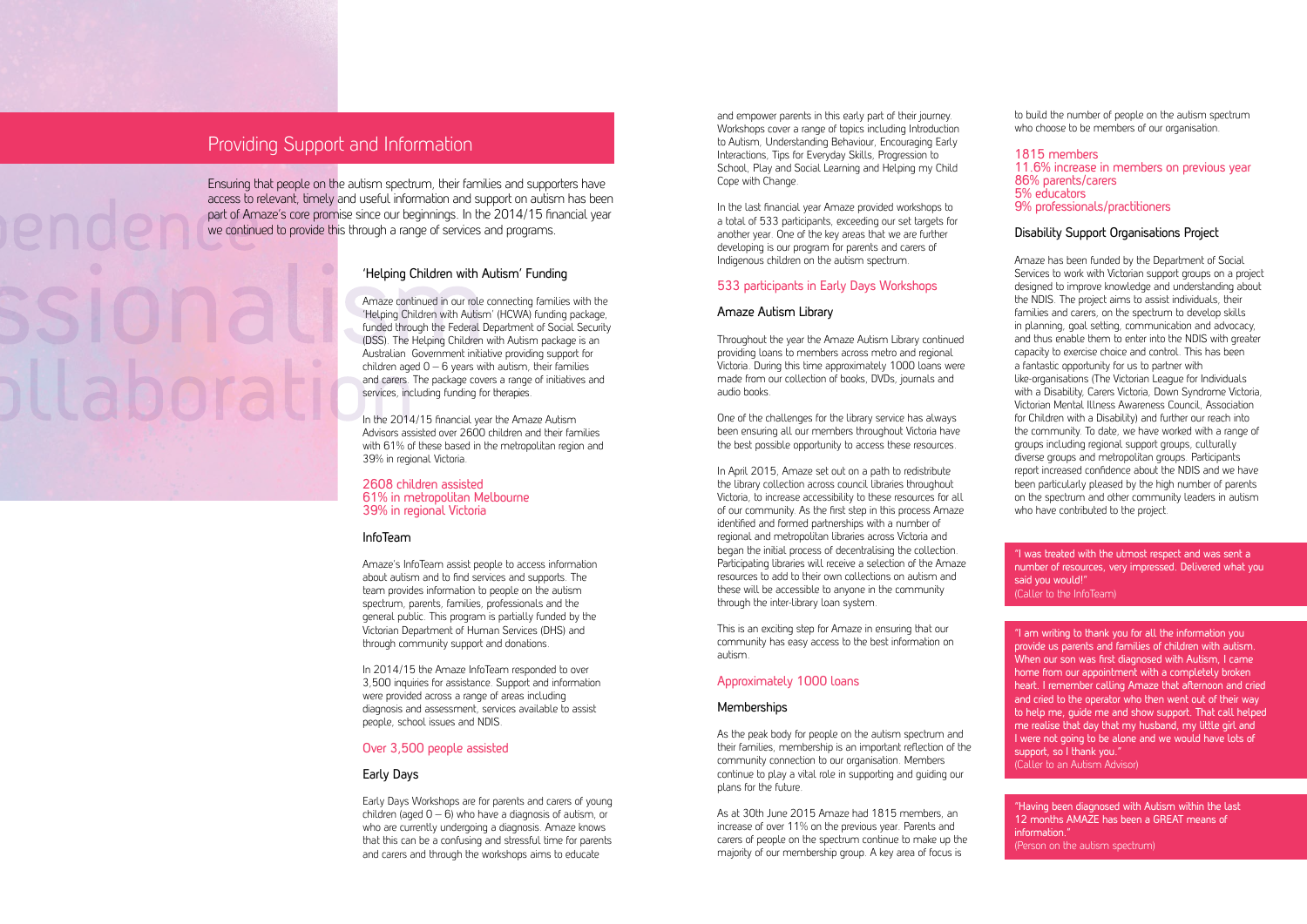## Providing Support and Information

Ensuring that people on the autism spectrum, their families and supporters have access to relevant, timely and useful information and support on autism has been part of Amaze's core promise since our beginnings. In the 2014/15 financial year we continued to provide this through a range of services and programs.

### 'Helping Children with Autism' Funding

Amaze continued in our role connecting families with the 'Helping Children with Autism' (HCWA) funding package, funded through the Federal Department of Social Security (DSS). The Helping Children with Autism package is an Australian Government initiative providing support for children aged 0 – 6 years with autism, their families and carers. The package covers a range of initiatives and services, including funding for therapies.

In the 2014/15 financial year the Amaze Autism Advisors assisted over 2600 children and their families with 61% of these based in the metropolitan region and 39% in regional Victoria.

2608 children assisted
61% in metropolitan Melbourne
39% in regional Victoria

### InfoTeam

Amaze's InfoTeam assist people to access information about autism and to find services and supports. The team provides information to people on the autism spectrum, parents, families, professionals and the general public. This program is partially funded by the Victorian Department of Human Services (DHS) and through community support and donations.

In 2014/15 the Amaze InfoTeam responded to over 3,500 inquiries for assistance. Support and information were provided across a range of areas including diagnosis and assessment, services available to assist people, school issues and NDIS.

Over 3,500 people assisted

### Early Days

Early Days Workshops are for parents and carers of young children (aged 0 – 6) who have a diagnosis of autism, or who are currently undergoing a diagnosis. Amaze knows that this can be a confusing and stressful time for parents and carers and through the workshops aims to educate and empower parents in this early part of their journey. Workshops cover a range of topics including Introduction to Autism, Understanding Behaviour, Encouraging Early Interactions, Tips for Everyday Skills, Progression to School, Play and Social Learning and Helping my Child Cope with Change.

In the last financial year Amaze provided workshops to a total of 533 participants, exceeding our set targets for another year. One of the key areas that we are further developing is our program for parents and carers of Indigenous children on the autism spectrum.

533 participants in Early Days Workshops

### Amaze Autism Library

Throughout the year the Amaze Autism Library continued providing loans to members across metro and regional Victoria. During this time approximately 1000 loans were made from our collection of books, DVDs, journals and audio books.

One of the challenges for the library service has always been ensuring all our members throughout Victoria have the best possible opportunity to access these resources.

In April 2015, Amaze set out on a path to redistribute the library collection across council libraries throughout Victoria, to increase accessibility to these resources for all of our community. As the first step in this process Amaze identified and formed partnerships with a number of regional and metropolitan libraries across Victoria and began the initial process of decentralising the collection. Participating libraries will receive a selection of the Amaze resources to add to their own collections on autism and these will be accessible to anyone in the community through the inter-library loan system.

This is an exciting step for Amaze in ensuring that our community has easy access to the best information on autism.

Approximately 1000 loans

### Memberships

As the peak body for people on the autism spectrum and their families, membership is an important reflection of the community connection to our organisation. Members continue to play a vital role in supporting and guiding our plans for the future.

As at 30th June 2015 Amaze had 1815 members, an increase of over 11% on the previous year. Parents and carers of people on the spectrum continue to make up the majority of our membership group. A key area of focus is to build the number of people on the autism spectrum who choose to be members of our organisation.

1815 members
11.6% increase in members on previous year
86% parents/carers
5% educators
9% professionals/practitioners

### Disability Support Organisations Project

Amaze has been funded by the Department of Social Services to work with Victorian support groups on a project designed to improve knowledge and understanding about the NDIS. The project aims to assist individuals, their families and carers, on the spectrum to develop skills in planning, goal setting, communication and advocacy, and thus enable them to enter into the NDIS with greater capacity to exercise choice and control. This has been a fantastic opportunity for us to partner with like-organisations (The Victorian League for Individuals with a Disability, Carers Victoria, Down Syndrome Victoria, Victorian Mental Illness Awareness Council, Association for Children with a Disability) and further our reach into the community. To date, we have worked with a range of groups including regional support groups, culturally diverse groups and metropolitan groups. Participants report increased confidence about the NDIS and we have been particularly pleased by the high number of parents on the spectrum and other community leaders in autism who have contributed to the project.

"I was treated with the utmost respect and was sent a number of resources, very impressed. Delivered what you said you would!"
(Caller to the InfoTeam)

"I am writing to thank you for all the information you provide us parents and families of children with autism. When our son was first diagnosed with Autism, I came home from our appointment with a completely broken heart. I remember calling Amaze that afternoon and cried and cried to the operator who then went out of their way to help me, guide me and show support. That call helped me realise that day that my husband, my little girl and I were not going to be alone and we would have lots of support, so I thank you."
(Caller to an Autism Advisor)

"Having been diagnosed with Autism within the last 12 months AMAZE has been a GREAT means of information."
(Person on the autism spectrum)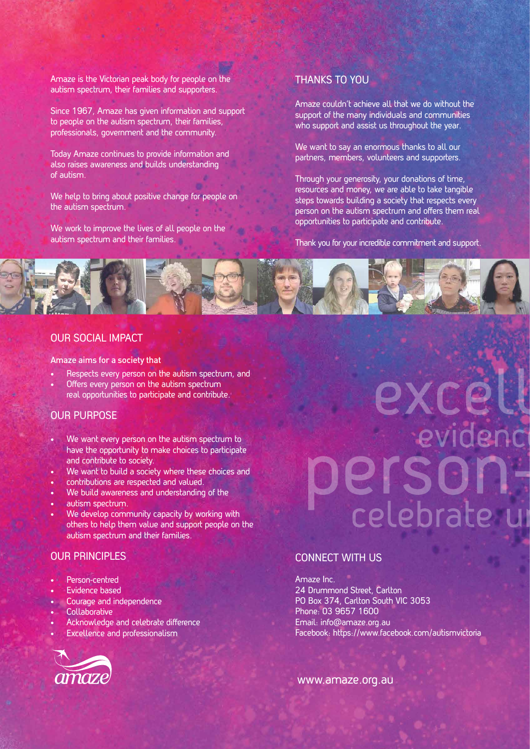Amaze is the Victorian peak body for people on the autism spectrum, their families and supporters.

Since 1967, Amaze has given information and support to people on the autism spectrum, their families, professionals, government and the community.

Today Amaze continues to provide information and also raises awareness and builds understanding of autism.

We help to bring about positive change for people on the autism spectrum.

We work to improve the lives of all people on the autism spectrum and their families.

## THANKS TO YOU

Amaze couldn't achieve all that we do without the support of the many individuals and communities who support and assist us throughout the year.

We want to say an enormous thanks to all our partners, members, volunteers and supporters.

Through your generosity, your donations of time, resources and money, we are able to take tangible steps towards building a society that respects every person on the autism spectrum and offers them real opportunities to participate and contribute.

Thank you for your incredible commitment and support.

## OUR SOCIAL IMPACT

**Amaze aims for a society that**

- Respects every person on the autism spectrum, and
- Offers every person on the autism spectrum real opportunities to participate and contribute.

## OUR PURPOSE

- We want every person on the autism spectrum to have the opportunity to make choices to participate and contribute to society.
- We want to build a society where these choices and contributions are respected and valued.
- We build awareness and understanding of the autism spectrum.
- We develop community capacity by working with others to help them value and support people on the autism spectrum and their families.

## OUR PRINCIPLES

- Person-centred
- Evidence based
- Courage and independence
- Collaborative
- Acknowledge and celebrate difference
- Excellence and professionalism

## CONNECT WITH US

Amaze Inc.
24 Drummond Street, Carlton
PO Box 374, Carlton South VIC 3053
Phone: 03 9657 1600
Email: info@amaze.org.au
Facebook: https://www.facebook.com/autismvictoria

www.amaze.org.au